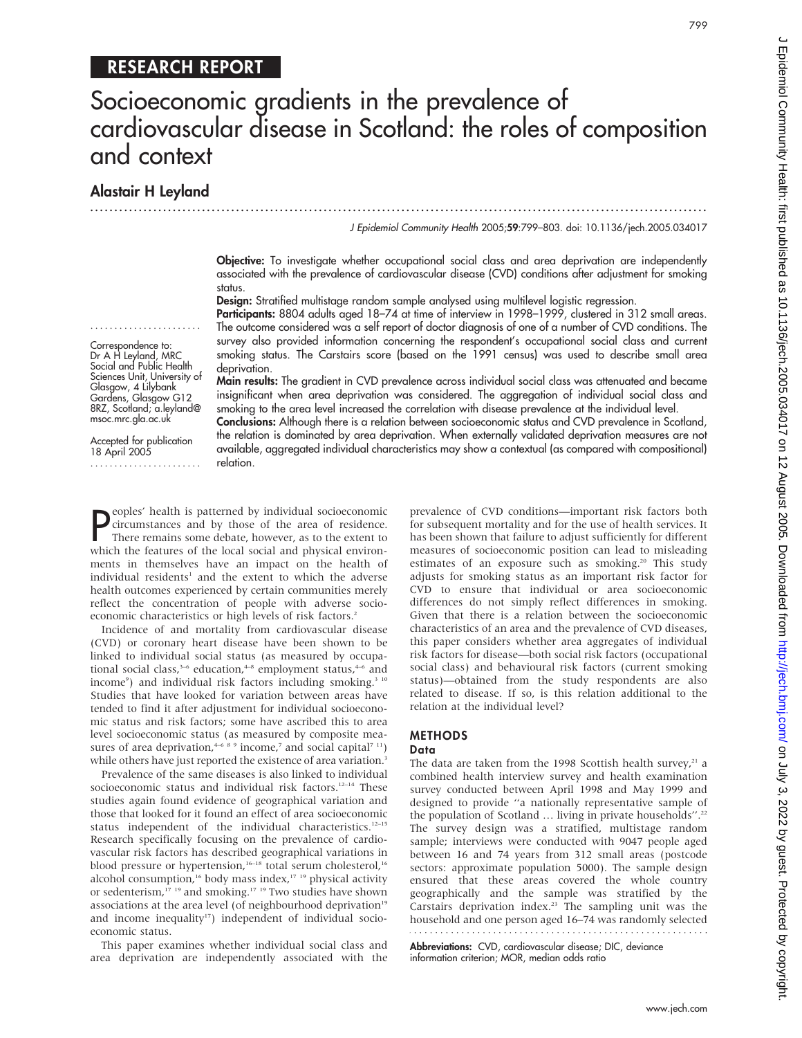# RESEARCH REPORT

# Socioeconomic gradients in the prevalence of cardiovascular disease in Scotland: the roles of composition and context

## Alastair H Leyland

*J Epidemiol Community Health* 2005;**59**:799–803. doi: 10.1136/jech.2005.034017

**Objective:** To investigate whether occupational social class and area deprivation are independently associated with the prevalence of cardiovascular disease (CVD) conditions after adjustment for smoking status.

**Design:** Stratified multistage random sample analysed using multilevel logistic regression.

**Participants:** 8804 adults aged 18–74 at time of interview in 1998–1999, clustered in 312 small areas. The outcome considered was a self report of doctor diagnosis of one of a number of CVD conditions. The survey also provided information concerning the respondent's occupational social class and current smoking status. The Carstairs score (based on the 1991 census) was used to describe small area deprivation.

**Main results:** The gradient in CVD prevalence across individual social class was attenuated and became insignificant when area deprivation was considered. The aggregation of individual social class and smoking to the area level increased the correlation with disease prevalence at the individual level.

**Conclusions:** Although there is a relation between socioeconomic status and CVD prevalence in Scotland, the relation is dominated by area deprivation. When externally validated deprivation measures are not available, aggregated individual characteristics may show a contextual (as compared with compositional) relation.

Correspondence to: Dr A H Leyland, MRC Social and Public Health Sciences Unit, University of Glasgow, 4 Lilybank Gardens, Glasgow G12 8RZ, Scotland; a.leyland@msoc.mrc.gla.ac.uk

Accepted for publication 18 April 2005

Peoples' health is patterned by individual socioeconomic circumstances and by those of the area of residence. There remains some debate, however, as to the extent to which the features of the local social and physical environments in themselves have an impact on the health of individual residents[1] and the extent to which the adverse health outcomes experienced by certain communities merely reflect the concentration of people with adverse socioeconomic characteristics or high levels of risk factors.[2]

Incidence of and mortality from cardiovascular disease (CVD) or coronary heart disease have been shown to be linked to individual social status (as measured by occupational social class,[3–6] education,[4–8] employment status,[4–6] and income[9]) and individual risk factors including smoking.[3,10] Studies that have looked for variation between areas have tended to find it after adjustment for individual socioeconomic status and risk factors; some have ascribed this to area level socioeconomic status (as measured by composite measures of area deprivation,[4–6,8,9] income,[7] and social capital[7,11]) while others have just reported the existence of area variation.[3]

Prevalence of the same diseases is also linked to individual socioeconomic status and individual risk factors.[12–14] These studies again found evidence of geographical variation and those that looked for it found an effect of area socioeconomic status independent of the individual characteristics.[12–15] Research specifically focusing on the prevalence of cardiovascular risk factors has described geographical variations in blood pressure or hypertension,[16–18] total serum cholesterol,[16] alcohol consumption,[16] body mass index,[17,19] physical activity or sedenterism,[17,19] and smoking.[17,19] Two studies have shown associations at the area level (of neighbourhood deprivation[19] and income inequality[17]) independent of individual socioeconomic status.

This paper examines whether individual social class and area deprivation are independently associated with the prevalence of CVD conditions—important risk factors both for subsequent mortality and for the use of health services. It has been shown that failure to adjust sufficiently for different measures of socioeconomic position can lead to misleading estimates of an exposure such as smoking.[20] This study adjusts for smoking status as an important risk factor for CVD to ensure that individual or area socioeconomic differences do not simply reflect differences in smoking. Given that there is a relation between the socioeconomic characteristics of an area and the prevalence of CVD diseases, this paper considers whether area aggregates of individual risk factors for disease—both social risk factors (occupational social class) and behavioural risk factors (current smoking status)—obtained from the study respondents are also related to disease. If so, is this relation additional to the relation at the individual level?

## METHODS

### Data

The data are taken from the 1998 Scottish health survey,[21] a combined health interview survey and health examination survey conducted between April 1998 and May 1999 and designed to provide "a nationally representative sample of the population of Scotland … living in private households".[22] The survey design was a stratified, multistage random sample; interviews were conducted with 9047 people aged between 16 and 74 years from 312 small areas (postcode sectors: approximate population 5000). The sample design ensured that these areas covered the whole country geographically and the sample was stratified by the Carstairs deprivation index.[23] The sampling unit was the household and one person aged 16–74 was randomly selected

**Abbreviations:** CVD, cardiovascular disease; DIC, deviance information criterion; MOR, median odds ratio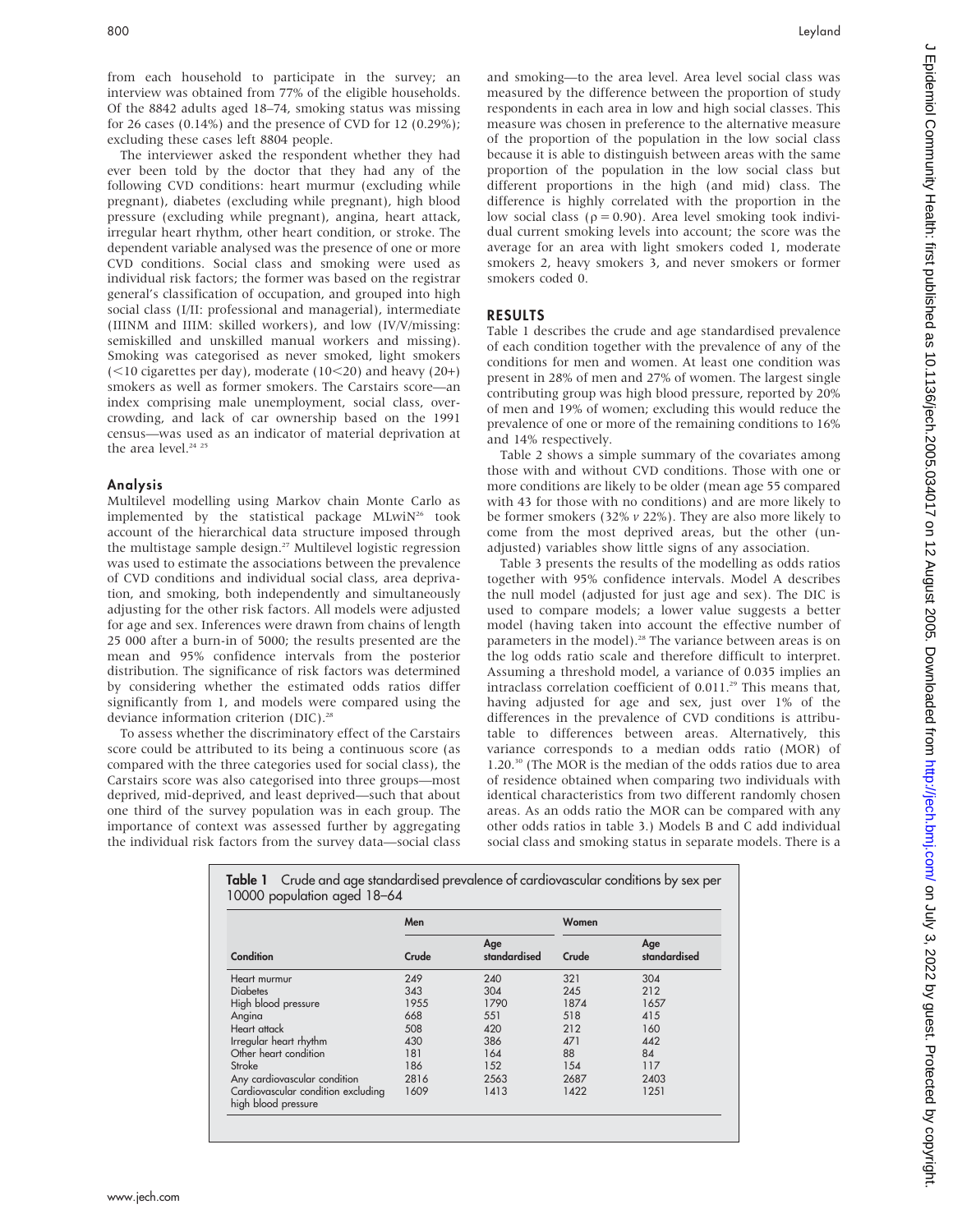from each household to participate in the survey; an interview was obtained from 77% of the eligible households. Of the 8842 adults aged 18–74, smoking status was missing for 26 cases (0.14%) and the presence of CVD for 12 (0.29%); excluding these cases left 8804 people.

The interviewer asked the respondent whether they had ever been told by the doctor that they had any of the following CVD conditions: heart murmur (excluding while pregnant), diabetes (excluding while pregnant), high blood pressure (excluding while pregnant), angina, heart attack, irregular heart rhythm, other heart condition, or stroke. The dependent variable analysed was the presence of one or more CVD conditions. Social class and smoking were used as individual risk factors; the former was based on the registrar general's classification of occupation, and grouped into high social class (I/II: professional and managerial), intermediate (IIINM and IIIM: skilled workers), and low (IV/V/missing: semiskilled and unskilled manual workers and missing). Smoking was categorised as never smoked, light smokers (<10 cigarettes per day), moderate (10<20) and heavy (20+) smokers as well as former smokers. The Carstairs score—an index comprising male unemployment, social class, overcrowding, and lack of car ownership based on the 1991 census—was used as an indicator of material deprivation at the area level.[24 25]

### Analysis

Multilevel modelling using Markov chain Monte Carlo as implemented by the statistical package MLwiN[26] took account of the hierarchical data structure imposed through the multistage sample design.[27] Multilevel logistic regression was used to estimate the associations between the prevalence of CVD conditions and individual social class, area deprivation, and smoking, both independently and simultaneously adjusting for the other risk factors. All models were adjusted for age and sex. Inferences were drawn from chains of length 25 000 after a burn-in of 5000; the results presented are the mean and 95% confidence intervals from the posterior distribution. The significance of risk factors was determined by considering whether the estimated odds ratios differ significantly from 1, and models were compared using the deviance information criterion (DIC).[28]

To assess whether the discriminatory effect of the Carstairs score could be attributed to its being a continuous score (as compared with the three categories used for social class), the Carstairs score was also categorised into three groups—most deprived, mid-deprived, and least deprived—such that about one third of the survey population was in each group. The importance of context was assessed further by aggregating the individual risk factors from the survey data—social class and smoking—to the area level. Area level social class was measured by the difference between the proportion of study respondents in each area in low and high social classes. This measure was chosen in preference to the alternative measure of the proportion of the population in the low social class because it is able to distinguish between areas with the same proportion of the population in the low social class but different proportions in the high (and mid) class. The difference is highly correlated with the proportion in the low social class ($\rho = 0.90$). Area level smoking took individual current smoking levels into account; the score was the average for an area with light smokers coded 1, moderate smokers 2, heavy smokers 3, and never smokers or former smokers coded 0.

## RESULTS

Table 1 describes the crude and age standardised prevalence of each condition together with the prevalence of any of the conditions for men and women. At least one condition was present in 28% of men and 27% of women. The largest single contributing group was high blood pressure, reported by 20% of men and 19% of women; excluding this would reduce the prevalence of one or more of the remaining conditions to 16% and 14% respectively.

Table 2 shows a simple summary of the covariates among those with and without CVD conditions. Those with one or more conditions are likely to be older (mean age 55 compared with 43 for those with no conditions) and are more likely to be former smokers (32% *v* 22%). They are also more likely to come from the most deprived areas, but the other (unadjusted) variables show little signs of any association.

Table 3 presents the results of the modelling as odds ratios together with 95% confidence intervals. Model A describes the null model (adjusted for just age and sex). The DIC is used to compare models; a lower value suggests a better model (having taken into account the effective number of parameters in the model).[28] The variance between areas is on the log odds ratio scale and therefore difficult to interpret. Assuming a threshold model, a variance of 0.035 implies an intraclass correlation coefficient of 0.011.[29] This means that, having adjusted for age and sex, just over 1% of the differences in the prevalence of CVD conditions is attributable to differences between areas. Alternatively, this variance corresponds to a median odds ratio (MOR) of 1.20.[30] (The MOR is the median of the odds ratios due to area of residence obtained when comparing two individuals with identical characteristics from two different randomly chosen areas. As an odds ratio the MOR can be compared with any other odds ratios in table 3.) Models B and C add individual social class and smoking status in separate models. There is a

**Table 1** Crude and age standardised prevalence of cardiovascular conditions by sex per 10000 population aged 18–64

| | Men | | Women | |
|---|---|---|---|---|
| Condition | Crude | Age standardised | Crude | Age standardised |
| Heart murmur | 249 | 240 | 321 | 304 |
| Diabetes | 343 | 304 | 245 | 212 |
| High blood pressure | 1955 | 1790 | 1874 | 1657 |
| Angina | 668 | 551 | 518 | 415 |
| Heart attack | 508 | 420 | 212 | 160 |
| Irregular heart rhythm | 430 | 386 | 471 | 442 |
| Other heart condition | 181 | 164 | 88 | 84 |
| Stroke | 186 | 152 | 154 | 117 |
| Any cardiovascular condition | 2816 | 2563 | 2687 | 2403 |
| Cardiovascular condition excluding high blood pressure | 1609 | 1413 | 1422 | 1251 |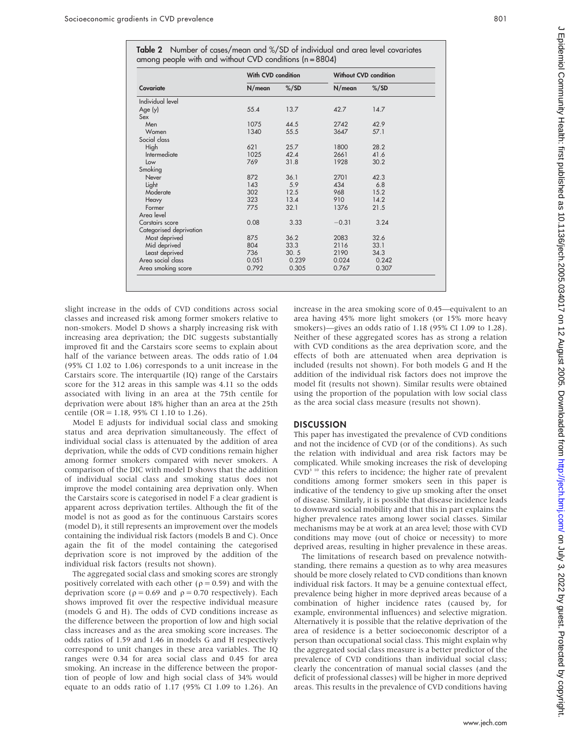**Table 2** Number of cases/mean and %/SD of individual and area level covariates among people with and without CVD conditions (n = 8804)

| Covariate | With CVD condition | | Without CVD condition | |
|---|---|---|---|---|
| | N/mean | %/SD | N/mean | %/SD |
| Individual level | | | | |
| Age (y) | 55.4 | 13.7 | 42.7 | 14.7 |
| Sex | | | | |
| Men | 1075 | 44.5 | 2742 | 42.9 |
| Women | 1340 | 55.5 | 3647 | 57.1 |
| Social class | | | | |
| High | 621 | 25.7 | 1800 | 28.2 |
| Intermediate | 1025 | 42.4 | 2661 | 41.6 |
| Low | 769 | 31.8 | 1928 | 30.2 |
| Smoking | | | | |
| Never | 872 | 36.1 | 2701 | 42.3 |
| Light | 143 | 5.9 | 434 | 6.8 |
| Moderate | 302 | 12.5 | 968 | 15.2 |
| Heavy | 323 | 13.4 | 910 | 14.2 |
| Former | 775 | 32.1 | 1376 | 21.5 |
| Area level | | | | |
| Carstairs score | 0.08 | 3.33 | −0.31 | 3.24 |
| Categorised deprivation | | | | |
| Most deprived | 875 | 36.2 | 2083 | 32.6 |
| Mid deprived | 804 | 33.3 | 2116 | 33.1 |
| Least deprived | 736 | 30. 5 | 2190 | 34.3 |
| Area social class | 0.051 | 0.239 | 0.024 | 0.242 |
| Area smoking score | 0.792 | 0.305 | 0.767 | 0.307 |

slight increase in the odds of CVD conditions across social classes and increased risk among former smokers relative to non-smokers. Model D shows a sharply increasing risk with increasing area deprivation; the DIC suggests substantially improved fit and the Carstairs score seems to explain about half of the variance between areas. The odds ratio of 1.04 (95% CI 1.02 to 1.06) corresponds to a unit increase in the Carstairs score. The interquartile (IQ) range of the Carstairs score for the 312 areas in this sample was 4.11 so the odds associated with living in an area at the 75th centile for deprivation were about 18% higher than an area at the 25th centile (OR = 1.18, 95% CI 1.10 to 1.26).

Model E adjusts for individual social class and smoking status and area deprivation simultaneously. The effect of individual social class is attenuated by the addition of area deprivation, while the odds of CVD conditions remain higher among former smokers compared with never smokers. A comparison of the DIC with model D shows that the addition of individual social class and smoking status does not improve the model containing area deprivation only. When the Carstairs score is categorised in nodel F a clear gradient is apparent across deprivation tertiles. Although the fit of the model is not as good as for the continuous Carstairs scores (model D), it still represents an improvement over the models containing the individual risk factors (models B and C). Once again the fit of the model containing the categorised deprivation score is not improved by the addition of the individual risk factors (results not shown).

The aggregated social class and smoking scores are strongly positively correlated with each other ($\rho = 0.59$) and with the deprivation score ($\rho = 0.69$ and $\rho = 0.70$ respectively). Each shows improved fit over the respective individual measure (models G and H). The odds of CVD conditions increase as the difference between the proportion of low and high social class increases and as the area smoking score increases. The odds ratios of 1.59 and 1.46 in models G and H respectively correspond to unit changes in these area variables. The IQ ranges were 0.34 for area social class and 0.45 for area smoking. An increase in the difference between the proportion of people of low and high social class of 34% would equate to an odds ratio of 1.17 (95% CI 1.09 to 1.26). An increase in the area smoking score of 0.45—equivalent to an area having 45% more light smokers (or 15% more heavy smokers)—gives an odds ratio of 1.18 (95% CI 1.09 to 1.28). Neither of these aggregated scores has as strong a relation with CVD conditions as the area deprivation score, and the effects of both are attenuated when area deprivation is included (results not shown). For both models G and H the addition of the individual risk factors does not improve the model fit (results not shown). Similar results were obtained using the proportion of the population with low social class as the area social class measure (results not shown).

## DISCUSSION

This paper has investigated the prevalence of CVD conditions and not the incidence of CVD (or of the conditions). As such the relation with individual and area risk factors may be complicated. While smoking increases the risk of developing CVD[3 10] this refers to incidence; the higher rate of prevalent conditions among former smokers seen in this paper is indicative of the tendency to give up smoking after the onset of disease. Similarly, it is possible that disease incidence leads to downward social mobility and that this in part explains the higher prevalence rates among lower social classes. Similar mechanisms may be at work at an area level; those with CVD conditions may move (out of choice or necessity) to more deprived areas, resulting in higher prevalence in these areas.

The limitations of research based on prevalence notwithstanding, there remains a question as to why area measures should be more closely related to CVD conditions than known individual risk factors. It may be a genuine contextual effect, prevalence being higher in more deprived areas because of a combination of higher incidence rates (caused by, for example, environmental influences) and selective migration. Alternatively it is possible that the relative deprivation of the area of residence is a better socioeconomic descriptor of a person than occupational social class. This might explain why the aggregated social class measure is a better predictor of the prevalence of CVD conditions than individual social class; clearly the concentration of manual social classes (and the deficit of professional classes) will be higher in more deprived areas. This results in the prevalence of CVD conditions having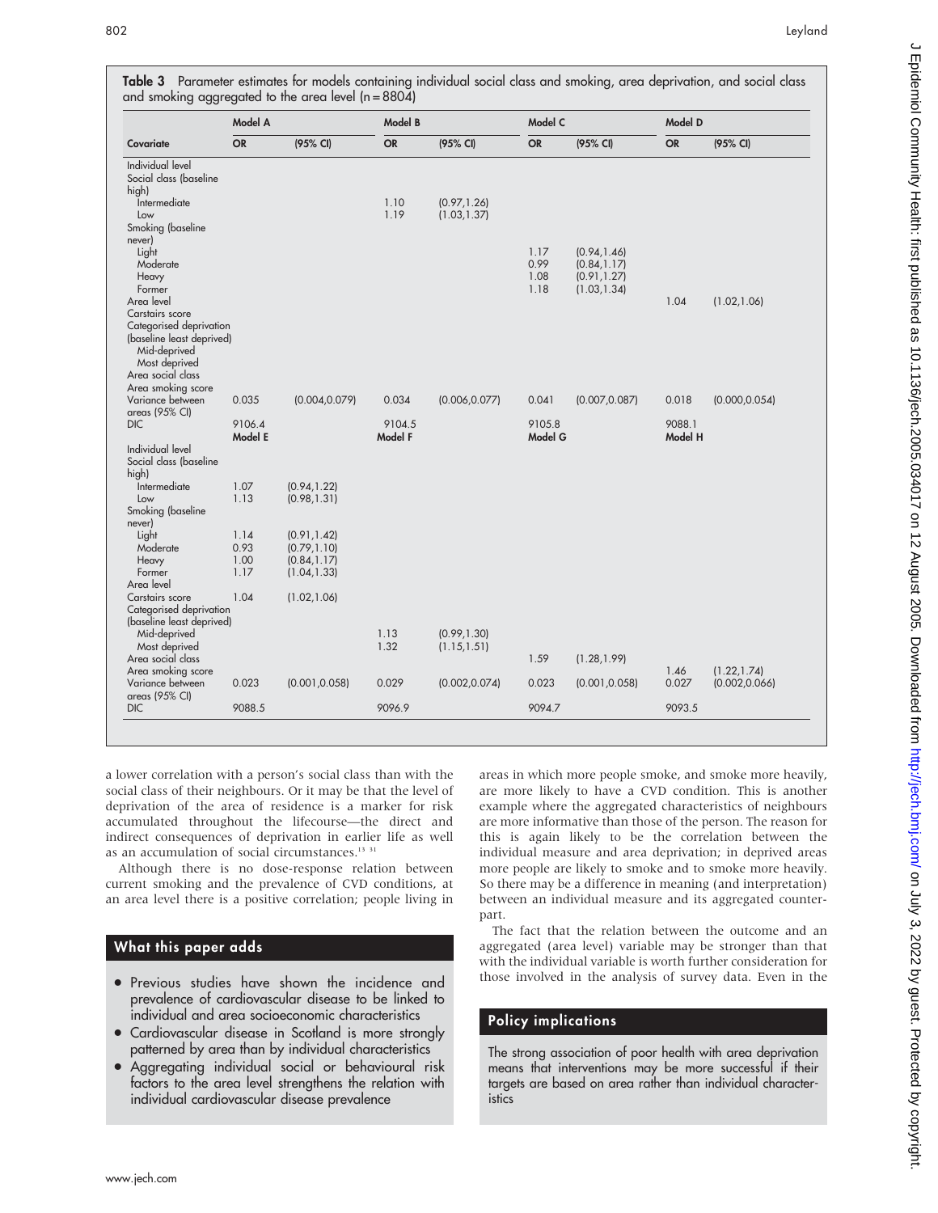**Table 3** Parameter estimates for models containing individual social class and smoking, area deprivation, and social class and smoking aggregated to the area level (n = 8804)

| Covariate | Model A OR | (95% CI) | Model B OR | (95% CI) | Model C OR | (95% CI) | Model D OR | (95% CI) |
|---|---|---|---|---|---|---|---|---|
| Individual level | | | | | | | | |
| Social class (baseline high) | | | | | | | | |
| Intermediate | | | 1.10 | (0.97,1.26) | | | | |
| Low | | | 1.19 | (1.03,1.37) | | | | |
| Smoking (baseline never) | | | | | | | | |
| Light | | | | | 1.17 | (0.94,1.46) | | |
| Moderate | | | | | 0.99 | (0.84,1.17) | | |
| Heavy | | | | | 1.08 | (0.91,1.27) | | |
| Former | | | | | 1.18 | (1.03,1.34) | | |
| Area level | | | | | | | | |
| Carstairs score | | | | | | | 1.04 | (1.02,1.06) |
| Categorised deprivation (baseline least deprived) | | | | | | | | |
| Mid-deprived | | | | | | | | |
| Most deprived | | | | | | | | |
| Area social class | | | | | | | | |
| Area smoking score | | | | | | | | |
| Variance between areas (95% CI) | 0.035 | (0.004,0.079) | 0.034 | (0.006,0.077) | 0.041 | (0.007,0.087) | 0.018 | (0.000,0.054) |
| DIC | 9106.4 | | 9104.5 | | 9105.8 | | 9088.1 | |
| | **Model E** | | **Model F** | | **Model G** | | **Model H** | |
| Individual level | | | | | | | | |
| Social class (baseline high) | | | | | | | | |
| Intermediate | 1.07 | (0.94,1.22) | | | | | | |
| Low | 1.13 | (0.98,1.31) | | | | | | |
| Smoking (baseline never) | | | | | | | | |
| Light | 1.14 | (0.91,1.42) | | | | | | |
| Moderate | 0.93 | (0.79,1.10) | | | | | | |
| Heavy | 1.00 | (0.84,1.17) | | | | | | |
| Former | 1.17 | (1.04,1.33) | | | | | | |
| Area level | | | | | | | | |
| Carstairs score | 1.04 | (1.02,1.06) | | | | | | |
| Categorised deprivation (baseline least deprived) | | | | | | | | |
| Mid-deprived | | | 1.13 | (0.99,1.30) | | | | |
| Most deprived | | | 1.32 | (1.15,1.51) | | | | |
| Area social class | | | | | 1.59 | (1.28,1.99) | | |
| Area smoking score | | | | | | | 1.46 | (1.22,1.74) |
| Variance between areas (95% CI) | 0.023 | (0.001,0.058) | 0.029 | (0.002,0.074) | 0.023 | (0.001,0.058) | 0.027 | (0.002,0.066) |
| DIC | 9088.5 | | 9096.9 | | 9094.7 | | 9093.5 | |

a lower correlation with a person's social class than with the social class of their neighbours. Or it may be that the level of deprivation of the area of residence is a marker for risk accumulated throughout the lifecourse—the direct and indirect consequences of deprivation in earlier life as well as an accumulation of social circumstances.[13 31]

Although there is no dose-response relation between current smoking and the prevalence of CVD conditions, at an area level there is a positive correlation; people living in areas in which more people smoke, and smoke more heavily, are more likely to have a CVD condition. This is another example where the aggregated characteristics of neighbours are more informative than those of the person. The reason for this is again likely to be the correlation between the individual measure and area deprivation; in deprived areas more people are likely to smoke and to smoke more heavily. So there may be a difference in meaning (and interpretation) between an individual measure and its aggregated counterpart.

The fact that the relation between the outcome and an aggregated (area level) variable may be stronger than that with the individual variable is worth further consideration for those involved in the analysis of survey data. Even in the

## What this paper adds

- Previous studies have shown the incidence and prevalence of cardiovascular disease to be linked to individual and area socioeconomic characteristics
- Cardiovascular disease in Scotland is more strongly patterned by area than by individual characteristics
- Aggregating individual social or behavioural risk factors to the area level strengthens the relation with individual cardiovascular disease prevalence

## Policy implications

The strong association of poor health with area deprivation means that interventions may be more successful if their targets are based on area rather than individual characteristics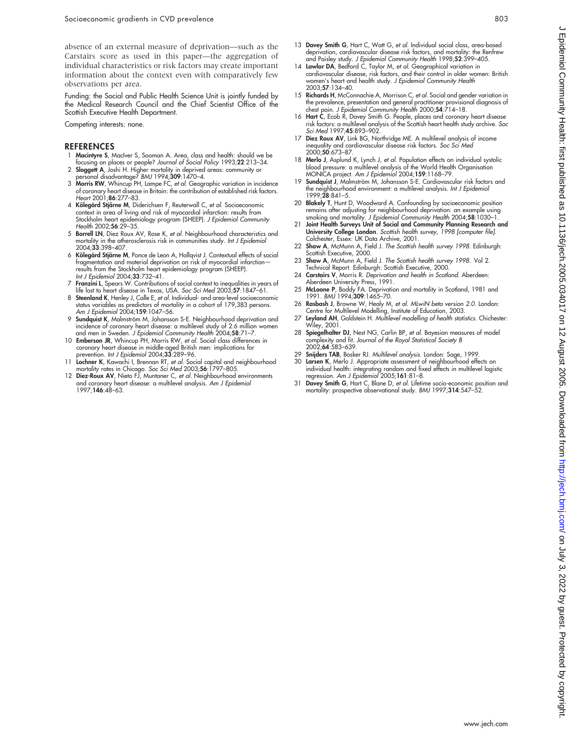absence of an external measure of deprivation—such as the Carstairs score as used in this paper—the aggregation of individual characteristics or risk factors may create important information about the context even with comparatively few observations per area.

Funding: the Social and Public Health Science Unit is jointly funded by the Medical Research Council and the Chief Scientist Office of the Scottish Executive Health Department.

Competing interests: none.

## REFERENCES

1. **Macintyre S**, MacIver S, Sooman A. Area, class and health: should we be focusing on places or people? *Journal of Social Policy* 1993;**22**:213–34.
2. **Sloggett A**, Joshi H. Higher mortality in deprived areas: community or personal disadvantage? *BMJ* 1994;**309**:1470–4.
3. **Morris RW**, Whincup PH, Lampe FC, *et al*. Geographic variation in incidence of coronary heart disease in Britain: the contribution of established risk factors. *Heart* 2001;**86**:277–83.
4. **Kölegård Stjärne M**, Diderichsen F, Reuterwall C, *et al*. Socioeconomic context in area of living and risk of myocardial infarction: results from Stockholm heart epidemiology program (SHEEP). *J Epidemiol Community Health* 2002;**56**:29–35.
5. **Borrell LN**, Diez Roux AV, Rose K, *et al*. Neighbourhood characteristics and mortality in the atherosclerosis risk in communities study. *Int J Epidemiol* 2004;**33**:398–407.
6. **Kölegård Stjärne M**, Ponce de Leon A, Hallqvist J. Contextual effects of social fragmentation and material deprivation on risk of myocardial infarction—results from the Stockholm heart epidemiology program (SHEEP). *Int J Epidemiol* 2004;**33**:732–41.
7. **Franzini L**, Spears W. Contributions of social context to inequalities in years of life lost to heart disease in Texas, USA. *Soc Sci Med* 2003;**57**:1847–61.
8. **Steenland K**, Henley J, Calle E, *et al*. Individual- and area-level socioeconomic status variables as predictors of mortality in a cohort of 179,383 persons. *Am J Epidemiol* 2004;**159**:1047–56.
9. **Sundquist K**, Malmström M, Johansson S-E. Neighbourhood deprivation and incidence of coronary heart disease: a multilevel study of 2.6 million women and men in Sweden. *J Epidemiol Community Health* 2004;**58**:71–7.
10. **Emberson JR**, Whincup PH, Morris RW, *et al*. Social class differences in coronary heart disease in middle-aged British men: implications for prevention. *Int J Epidemiol* 2004;**33**:289–96.
11. **Lochner K**, Kawachi I, Brennan RT, *et al*. Social capital and neighbourhood mortality rates in Chicago. *Soc Sci Med* 2003;**56**:1797–805.
12. **Diez-Roux AV**, Nieto FJ, Muntaner C, *et al*. Neighbourhood environments and coronary heart disease: a multilevel analysis. *Am J Epidemiol* 1997;**146**:48–63.
13. **Davey Smith G**, Hart C, Watt G, *et al*. Individual social class, area-based deprivation, cardiovascular disease risk factors, and mortality: the Renfrew and Paisley study. *J Epidemiol Community Health* 1998;**52**:399–405.
14. **Lawlor DA**, Bedford C, Taylor M, *et al*. Geographical variation in cardiovascular disease, risk factors, and their control in older women: British women's heart and health study. *J Epidemiol Community Health* 2003;**57**:134–40.
15. **Richards H**, McConnachie A, Morrison C, *et al*. Social and gender variation in the prevalence, presentation and general practitioner provisional diagnosis of chest pain. *J Epidemiol Community Health* 2000;**54**:714–18.
16. **Hart C**, Ecob R, Davey Smith G. People, places and coronary heart disease risk factors: a multilevel analysis of the Scottish heart health study archive. *Soc Sci Med* 1997;**45**:893–902.
17. **Diez Roux AV**, Link BG, Northridge ME. A multilevel analysis of income inequality and cardiovascular disease risk factors. *Soc Sci Med* 2000;**50**:673–87.
18. **Merlo J**, Asplund K, Lynch J, *et al*. Population effects on individual systolic blood pressure: a multilevel analysis of the World Health Organisation MONICA project. *Am J Epidemiol* 2004;**159**:1168–79.
19. **Sundquist J**, Malmström M, Johansson S-E. Cardiovascular risk factors and the neighbourhood environment: a multilevel analysis. *Int J Epidemiol* 1999;**28**:841–5.
20. **Blakely T**, Hunt D, Woodward A. Confounding by socioeconomic position remains after adjusting for neighbourhood deprivation: an example using smoking and mortality. *J Epidemiol Community Health* 2004;**58**:1030–1.
21. **Joint Health Surveys Unit of Social and Community Planning Research and University College London**. *Scottish health survey, 1998 [computer file]*. Colchester, Essex: UK Data Archive, 2001.
22. **Shaw A**, McMunn A, Field J. *The Scottish health survey 1998*. Edinburgh: Scottish Executive, 2000.
23. **Shaw A**, McMunn A, Field J. *The Scottish health survey 1998*. Vol 2. Technical Report. Edinburgh: Scottish Executive, 2000.
24. **Carstairs V**, Morris R. *Deprivation and health in Scotland*. Aberdeen: Aberdeen University Press, 1991.
25. **McLoone P**, Boddy FA. Deprivation and mortality in Scotland, 1981 and 1991. *BMJ* 1994;**309**:1465–70.
26. **Rasbash J**, Browne W, Healy M, *et al*. *MLwiN beta version 2.0*. London: Centre for Multilevel Modelling, Institute of Education, 2003.
27. **Leyland AH**, Goldstein H. *Multilevel modelling of health statistics*. Chichester: Wiley, 2001.
28. **Spiegelhalter DJ**, Nest NG, Carlin BP, *et al*. Bayesian measures of model complexity and fit. *Journal of the Royal Statistical Society B* 2002;**64**:583–639.
29. **Snijders TAB**, Bosker RJ. *Multilevel analysis*. London: Sage, 1999.
30. **Larsen K**, Merlo J. Appropriate assessment of neighbourhood effects on individual health: integrating random and fixed effects in multilevel logistic regression. *Am J Epidemiol* 2005;**161**:81–8.
31. **Davey Smith G**, Hart C, Blane D, *et al*. Lifetime socio-economic position and mortality: prospective observational study. *BMJ* 1997;**314**:547–52.